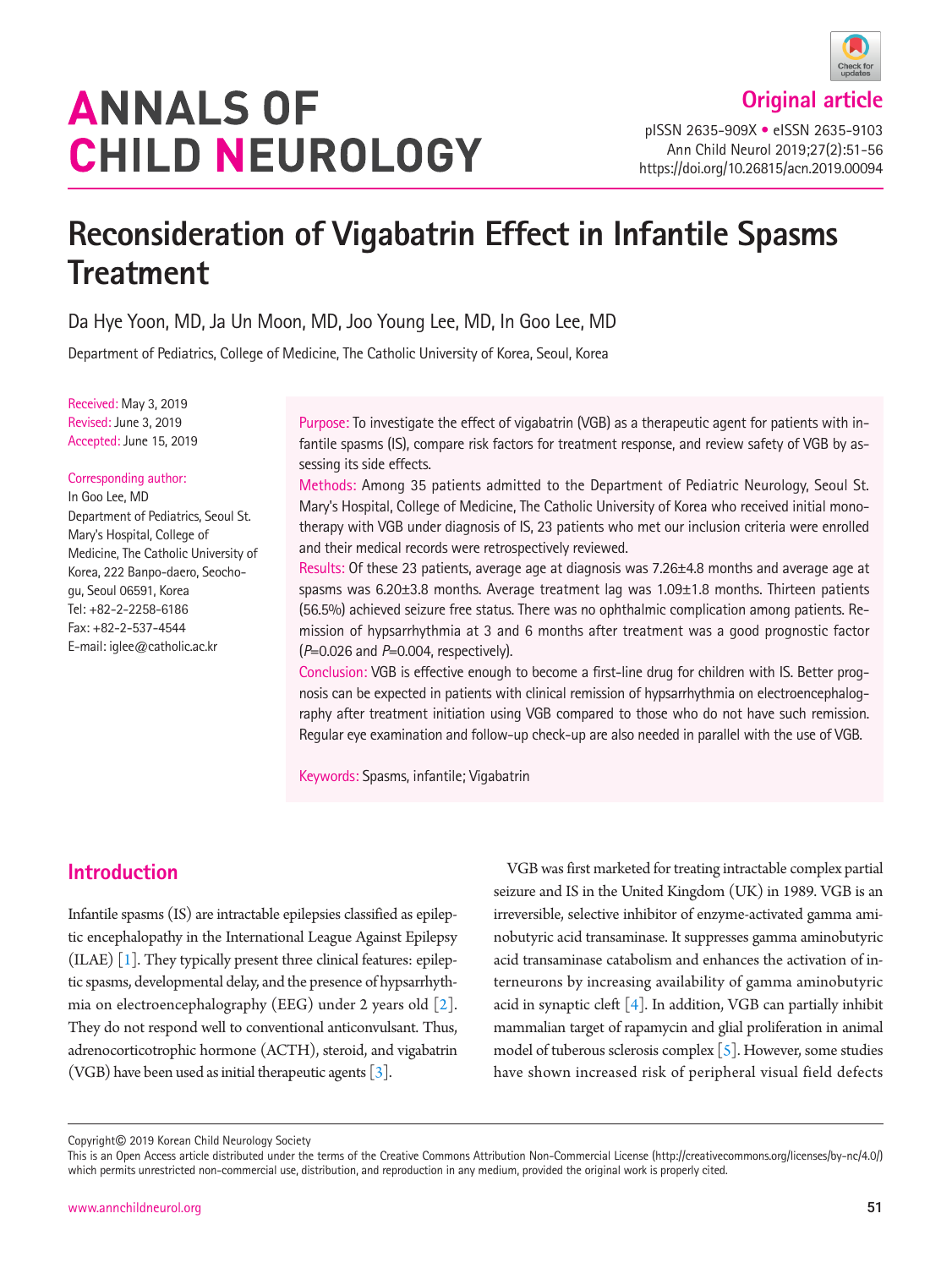# ANNALS OF CHILD NEUROLOGY

Original article

pISSN 2635-909X • eISSN 2635-9103
Ann Child Neurol 2019;27(2):51-56
https://doi.org/10.26815/acn.2019.00094

# Reconsideration of Vigabatrin Effect in Infantile Spasms Treatment

Da Hye Yoon, MD, Ja Un Moon, MD, Joo Young Lee, MD, In Goo Lee, MD

Department of Pediatrics, College of Medicine, The Catholic University of Korea, Seoul, Korea

Received: May 3, 2019
Revised: June 3, 2019
Accepted: June 15, 2019

Corresponding author:
In Goo Lee, MD
Department of Pediatrics, Seoul St. Mary's Hospital, College of Medicine, The Catholic University of Korea, 222 Banpo-daero, Seocho-gu, Seoul 06591, Korea
Tel: +82-2-2258-6186
Fax: +82-2-537-4544
E-mail: iglee@catholic.ac.kr

**Purpose:** To investigate the effect of vigabatrin (VGB) as a therapeutic agent for patients with infantile spasms (IS), compare risk factors for treatment response, and review safety of VGB by assessing its side effects.

**Methods:** Among 35 patients admitted to the Department of Pediatric Neurology, Seoul St. Mary's Hospital, College of Medicine, The Catholic University of Korea who received initial monotherapy with VGB under diagnosis of IS, 23 patients who met our inclusion criteria were enrolled and their medical records were retrospectively reviewed.

**Results:** Of these 23 patients, average age at diagnosis was 7.26±4.8 months and average age at spasms was 6.20±3.8 months. Average treatment lag was 1.09±1.8 months. Thirteen patients (56.5%) achieved seizure free status. There was no ophthalmic complication among patients. Remission of hypsarrhythmia at 3 and 6 months after treatment was a good prognostic factor ($P$=0.026 and $P$=0.004, respectively).

**Conclusion:** VGB is effective enough to become a first-line drug for children with IS. Better prognosis can be expected in patients with clinical remission of hypsarrhythmia on electroencephalography after treatment initiation using VGB compared to those who do not have such remission. Regular eye examination and follow-up check-up are also needed in parallel with the use of VGB.

**Keywords:** Spasms, infantile; Vigabatrin

## Introduction

Infantile spasms (IS) are intractable epilepsies classified as epileptic encephalopathy in the International League Against Epilepsy (ILAE) [1]. They typically present three clinical features: epileptic spasms, developmental delay, and the presence of hypsarrhythmia on electroencephalography (EEG) under 2 years old [2]. They do not respond well to conventional anticonvulsant. Thus, adrenocorticotrophic hormone (ACTH), steroid, and vigabatrin (VGB) have been used as initial therapeutic agents [3].

VGB was first marketed for treating intractable complex partial seizure and IS in the United Kingdom (UK) in 1989. VGB is an irreversible, selective inhibitor of enzyme-activated gamma aminobutyric acid transaminase. It suppresses gamma aminobutyric acid transaminase catabolism and enhances the activation of interneurons by increasing availability of gamma aminobutyric acid in synaptic cleft [4]. In addition, VGB can partially inhibit mammalian target of rapamycin and glial proliferation in animal model of tuberous sclerosis complex [5]. However, some studies have shown increased risk of peripheral visual field defects

Copyright© 2019 Korean Child Neurology Society
This is an Open Access article distributed under the terms of the Creative Commons Attribution Non-Commercial License (http://creativecommons.org/licenses/by-nc/4.0/) which permits unrestricted non-commercial use, distribution, and reproduction in any medium, provided the original work is properly cited.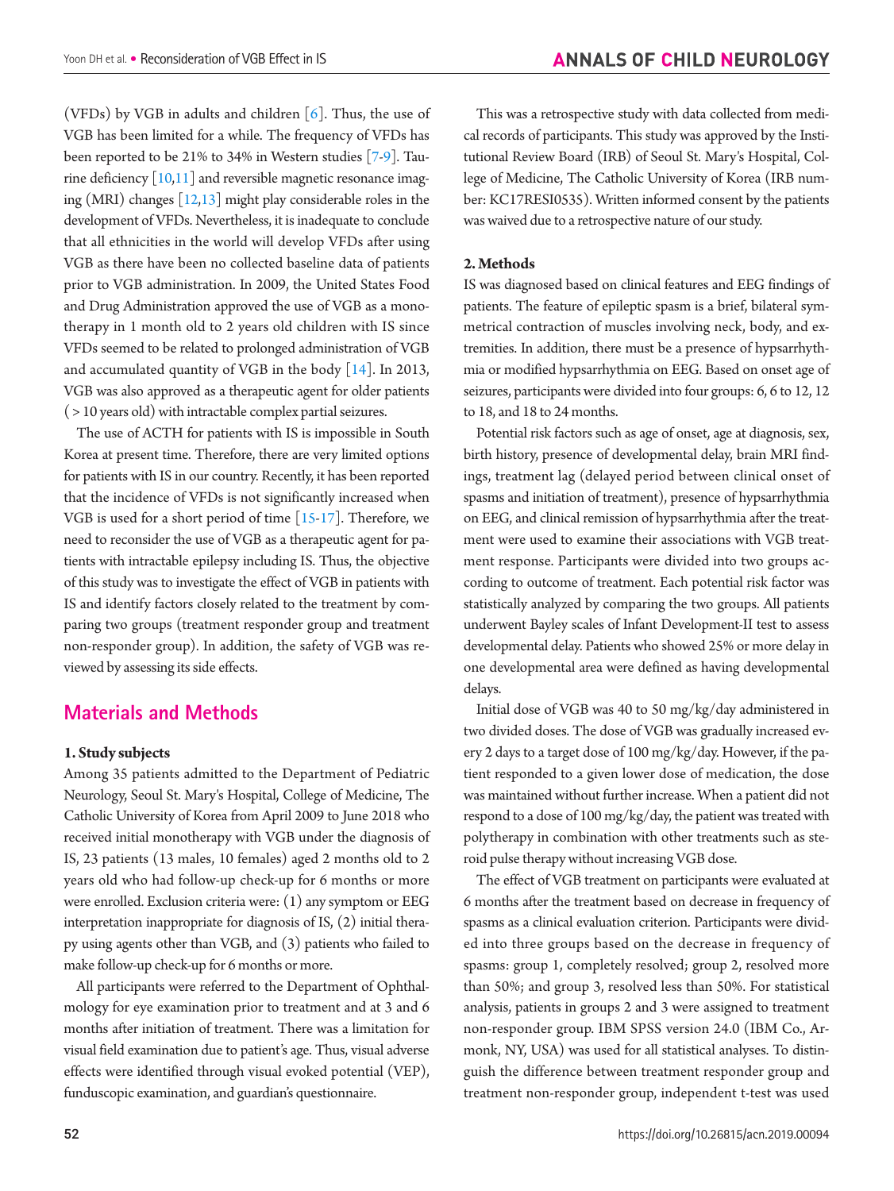(VFDs) by VGB in adults and children [6]. Thus, the use of VGB has been limited for a while. The frequency of VFDs has been reported to be 21% to 34% in Western studies [7-9]. Taurine deficiency [10,11] and reversible magnetic resonance imaging (MRI) changes [12,13] might play considerable roles in the development of VFDs. Nevertheless, it is inadequate to conclude that all ethnicities in the world will develop VFDs after using VGB as there have been no collected baseline data of patients prior to VGB administration. In 2009, the United States Food and Drug Administration approved the use of VGB as a monotherapy in 1 month old to 2 years old children with IS since VFDs seemed to be related to prolonged administration of VGB and accumulated quantity of VGB in the body [14]. In 2013, VGB was also approved as a therapeutic agent for older patients (>10 years old) with intractable complex partial seizures.

The use of ACTH for patients with IS is impossible in South Korea at present time. Therefore, there are very limited options for patients with IS in our country. Recently, it has been reported that the incidence of VFDs is not significantly increased when VGB is used for a short period of time [15-17]. Therefore, we need to reconsider the use of VGB as a therapeutic agent for patients with intractable epilepsy including IS. Thus, the objective of this study was to investigate the effect of VGB in patients with IS and identify factors closely related to the treatment by comparing two groups (treatment responder group and treatment non-responder group). In addition, the safety of VGB was reviewed by assessing its side effects.

## Materials and Methods

### 1. Study subjects

Among 35 patients admitted to the Department of Pediatric Neurology, Seoul St. Mary's Hospital, College of Medicine, The Catholic University of Korea from April 2009 to June 2018 who received initial monotherapy with VGB under the diagnosis of IS, 23 patients (13 males, 10 females) aged 2 months old to 2 years old who had follow-up check-up for 6 months or more were enrolled. Exclusion criteria were: (1) any symptom or EEG interpretation inappropriate for diagnosis of IS, (2) initial therapy using agents other than VGB, and (3) patients who failed to make follow-up check-up for 6 months or more.

All participants were referred to the Department of Ophthalmology for eye examination prior to treatment and at 3 and 6 months after initiation of treatment. There was a limitation for visual field examination due to patient's age. Thus, visual adverse effects were identified through visual evoked potential (VEP), funduscopic examination, and guardian's questionnaire.

This was a retrospective study with data collected from medical records of participants. This study was approved by the Institutional Review Board (IRB) of Seoul St. Mary's Hospital, College of Medicine, The Catholic University of Korea (IRB number: KC17RESI0535). Written informed consent by the patients was waived due to a retrospective nature of our study.

### 2. Methods

IS was diagnosed based on clinical features and EEG findings of patients. The feature of epileptic spasm is a brief, bilateral symmetrical contraction of muscles involving neck, body, and extremities. In addition, there must be a presence of hypsarrhythmia or modified hypsarrhythmia on EEG. Based on onset age of seizures, participants were divided into four groups: 6, 6 to 12, 12 to 18, and 18 to 24 months.

Potential risk factors such as age of onset, age at diagnosis, sex, birth history, presence of developmental delay, brain MRI findings, treatment lag (delayed period between clinical onset of spasms and initiation of treatment), presence of hypsarrhythmia on EEG, and clinical remission of hypsarrhythmia after the treatment were used to examine their associations with VGB treatment response. Participants were divided into two groups according to outcome of treatment. Each potential risk factor was statistically analyzed by comparing the two groups. All patients underwent Bayley scales of Infant Development-II test to assess developmental delay. Patients who showed 25% or more delay in one developmental area were defined as having developmental delays.

Initial dose of VGB was 40 to 50 mg/kg/day administered in two divided doses. The dose of VGB was gradually increased every 2 days to a target dose of 100 mg/kg/day. However, if the patient responded to a given lower dose of medication, the dose was maintained without further increase. When a patient did not respond to a dose of 100 mg/kg/day, the patient was treated with polytherapy in combination with other treatments such as steroid pulse therapy without increasing VGB dose.

The effect of VGB treatment on participants were evaluated at 6 months after the treatment based on decrease in frequency of spasms as a clinical evaluation criterion. Participants were divided into three groups based on the decrease in frequency of spasms: group 1, completely resolved; group 2, resolved more than 50%; and group 3, resolved less than 50%. For statistical analysis, patients in groups 2 and 3 were assigned to treatment non-responder group. IBM SPSS version 24.0 (IBM Co., Armonk, NY, USA) was used for all statistical analyses. To distinguish the difference between treatment responder group and treatment non-responder group, independent t-test was used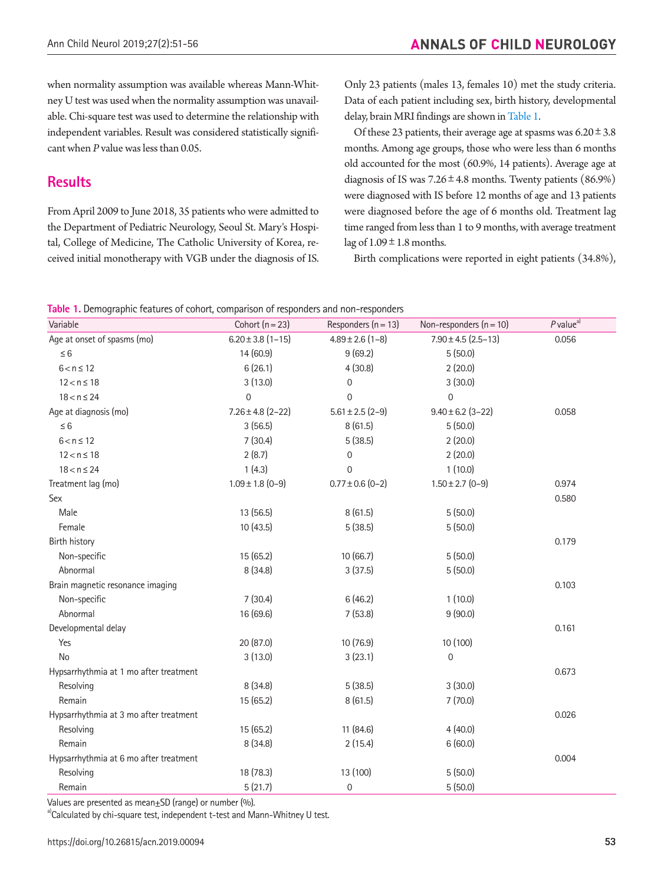when normality assumption was available whereas Mann-Whitney U test was used when the normality assumption was unavailable. Chi-square test was used to determine the relationship with independent variables. Result was considered statistically significant when *P* value was less than 0.05.

## Results

From April 2009 to June 2018, 35 patients who were admitted to the Department of Pediatric Neurology, Seoul St. Mary's Hospital, College of Medicine, The Catholic University of Korea, received initial monotherapy with VGB under the diagnosis of IS. Only 23 patients (males 13, females 10) met the study criteria. Data of each patient including sex, birth history, developmental delay, brain MRI findings are shown in Table 1.

Of these 23 patients, their average age at spasms was 6.20 ± 3.8 months. Among age groups, those who were less than 6 months old accounted for the most (60.9%, 14 patients). Average age at diagnosis of IS was 7.26 ± 4.8 months. Twenty patients (86.9%) were diagnosed with IS before 12 months of age and 13 patients were diagnosed before the age of 6 months old. Treatment lag time ranged from less than 1 to 9 months, with average treatment lag of 1.09 ± 1.8 months.

Birth complications were reported in eight patients (34.8%),

**Table 1.** Demographic features of cohort, comparison of responders and non-responders

| Variable | Cohort (n = 23) | Responders (n = 13) | Non-responders (n = 10) | *P* value[a] |
|---|---|---|---|---|
| Age at onset of spasms (mo) | 6.20 ± 3.8 (1–15) | 4.89 ± 2.6 (1–8) | 7.90 ± 4.5 (2.5–13) | 0.056 |
| ≤ 6 | 14 (60.9) | 9 (69.2) | 5 (50.0) | |
| 6 < n ≤ 12 | 6 (26.1) | 4 (30.8) | 2 (20.0) | |
| 12 < n ≤ 18 | 3 (13.0) | 0 | 3 (30.0) | |
| 18 < n ≤ 24 | 0 | 0 | 0 | |
| Age at diagnosis (mo) | 7.26 ± 4.8 (2–22) | 5.61 ± 2.5 (2–9) | 9.40 ± 6.2 (3–22) | 0.058 |
| ≤ 6 | 3 (56.5) | 8 (61.5) | 5 (50.0) | |
| 6 < n ≤ 12 | 7 (30.4) | 5 (38.5) | 2 (20.0) | |
| 12 < n ≤ 18 | 2 (8.7) | 0 | 2 (20.0) | |
| 18 < n ≤ 24 | 1 (4.3) | 0 | 1 (10.0) | |
| Treatment lag (mo) | 1.09 ± 1.8 (0–9) | 0.77 ± 0.6 (0–2) | 1.50 ± 2.7 (0–9) | 0.974 |
| Sex | | | | 0.580 |
| Male | 13 (56.5) | 8 (61.5) | 5 (50.0) | |
| Female | 10 (43.5) | 5 (38.5) | 5 (50.0) | |
| Birth history | | | | 0.179 |
| Non-specific | 15 (65.2) | 10 (66.7) | 5 (50.0) | |
| Abnormal | 8 (34.8) | 3 (37.5) | 5 (50.0) | |
| Brain magnetic resonance imaging | | | | 0.103 |
| Non-specific | 7 (30.4) | 6 (46.2) | 1 (10.0) | |
| Abnormal | 16 (69.6) | 7 (53.8) | 9 (90.0) | |
| Developmental delay | | | | 0.161 |
| Yes | 20 (87.0) | 10 (76.9) | 10 (100) | |
| No | 3 (13.0) | 3 (23.1) | 0 | |
| Hypsarrhythmia at 1 mo after treatment | | | | 0.673 |
| Resolving | 8 (34.8) | 5 (38.5) | 3 (30.0) | |
| Remain | 15 (65.2) | 8 (61.5) | 7 (70.0) | |
| Hypsarrhythmia at 3 mo after treatment | | | | 0.026 |
| Resolving | 15 (65.2) | 11 (84.6) | 4 (40.0) | |
| Remain | 8 (34.8) | 2 (15.4) | 6 (60.0) | |
| Hypsarrhythmia at 6 mo after treatment | | | | 0.004 |
| Resolving | 18 (78.3) | 13 (100) | 5 (50.0) | |
| Remain | 5 (21.7) | 0 | 5 (50.0) | |

Values are presented as mean±SD (range) or number (%).

[a]Calculated by chi-square test, independent t-test and Mann-Whitney U test.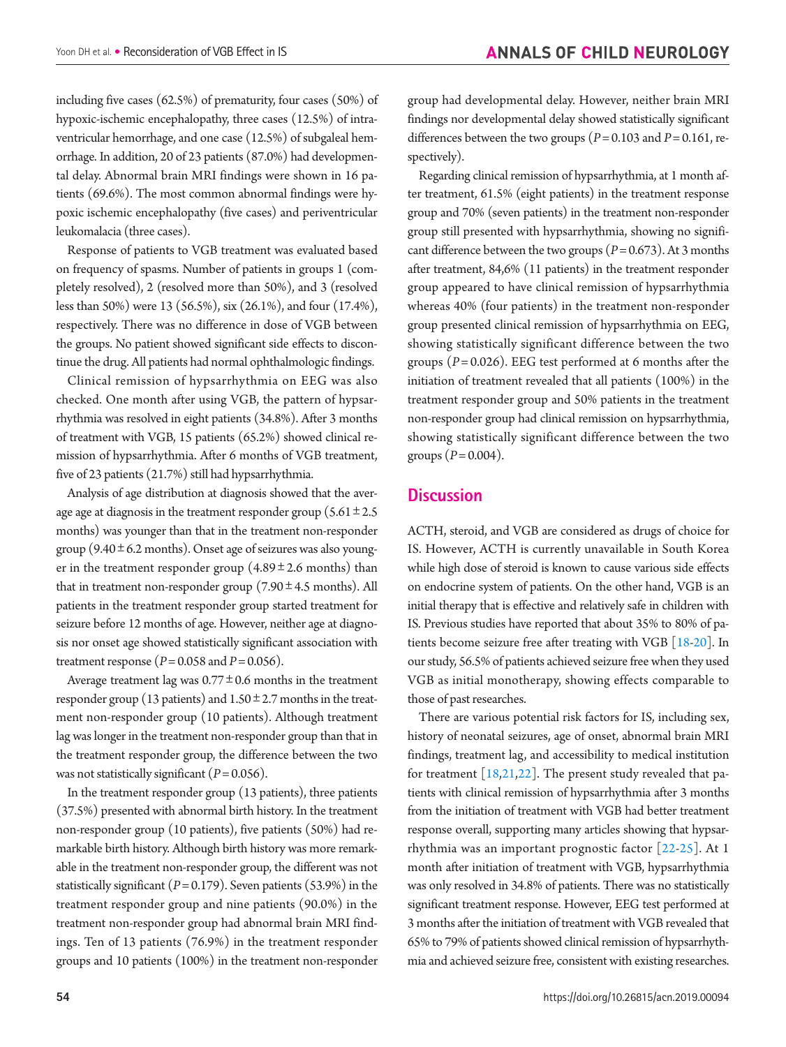including five cases (62.5%) of prematurity, four cases (50%) of hypoxic-ischemic encephalopathy, three cases (12.5%) of intraventricular hemorrhage, and one case (12.5%) of subgaleal hemorrhage. In addition, 20 of 23 patients (87.0%) had developmental delay. Abnormal brain MRI findings were shown in 16 patients (69.6%). The most common abnormal findings were hypoxic ischemic encephalopathy (five cases) and periventricular leukomalacia (three cases).

Response of patients to VGB treatment was evaluated based on frequency of spasms. Number of patients in groups 1 (completely resolved), 2 (resolved more than 50%), and 3 (resolved less than 50%) were 13 (56.5%), six (26.1%), and four (17.4%), respectively. There was no difference in dose of VGB between the groups. No patient showed significant side effects to discontinue the drug. All patients had normal ophthalmologic findings.

Clinical remission of hypsarrhythmia on EEG was also checked. One month after using VGB, the pattern of hypsarrhythmia was resolved in eight patients (34.8%). After 3 months of treatment with VGB, 15 patients (65.2%) showed clinical remission of hypsarrhythmia. After 6 months of VGB treatment, five of 23 patients (21.7%) still had hypsarrhythmia.

Analysis of age distribution at diagnosis showed that the average age at diagnosis in the treatment responder group (5.61 ± 2.5 months) was younger than that in the treatment non-responder group (9.40 ± 6.2 months). Onset age of seizures was also younger in the treatment responder group (4.89 ± 2.6 months) than that in treatment non-responder group (7.90 ± 4.5 months). All patients in the treatment responder group started treatment for seizure before 12 months of age. However, neither age at diagnosis nor onset age showed statistically significant association with treatment response ($P$ = 0.058 and $P$ = 0.056).

Average treatment lag was 0.77 ± 0.6 months in the treatment responder group (13 patients) and 1.50 ± 2.7 months in the treatment non-responder group (10 patients). Although treatment lag was longer in the treatment non-responder group than that in the treatment responder group, the difference between the two was not statistically significant ($P$ = 0.056).

In the treatment responder group (13 patients), three patients (37.5%) presented with abnormal birth history. In the treatment non-responder group (10 patients), five patients (50%) had remarkable birth history. Although birth history was more remarkable in the treatment non-responder group, the different was not statistically significant ($P$ = 0.179). Seven patients (53.9%) in the treatment responder group and nine patients (90.0%) in the treatment non-responder group had abnormal brain MRI findings. Ten of 13 patients (76.9%) in the treatment responder groups and 10 patients (100%) in the treatment non-responder group had developmental delay. However, neither brain MRI findings nor developmental delay showed statistically significant differences between the two groups ($P$ = 0.103 and $P$ = 0.161, respectively).

Regarding clinical remission of hypsarrhythmia, at 1 month after treatment, 61.5% (eight patients) in the treatment response group and 70% (seven patients) in the treatment non-responder group still presented with hypsarrhythmia, showing no significant difference between the two groups ($P$ = 0.673). At 3 months after treatment, 84,6% (11 patients) in the treatment responder group appeared to have clinical remission of hypsarrhythmia whereas 40% (four patients) in the treatment non-responder group presented clinical remission of hypsarrhythmia on EEG, showing statistically significant difference between the two groups ($P$ = 0.026). EEG test performed at 6 months after the initiation of treatment revealed that all patients (100%) in the treatment responder group and 50% patients in the treatment non-responder group had clinical remission on hypsarrhythmia, showing statistically significant difference between the two groups ($P$ = 0.004).

## Discussion

ACTH, steroid, and VGB are considered as drugs of choice for IS. However, ACTH is currently unavailable in South Korea while high dose of steroid is known to cause various side effects on endocrine system of patients. On the other hand, VGB is an initial therapy that is effective and relatively safe in children with IS. Previous studies have reported that about 35% to 80% of patients become seizure free after treating with VGB [18-20]. In our study, 56.5% of patients achieved seizure free when they used VGB as initial monotherapy, showing effects comparable to those of past researches.

There are various potential risk factors for IS, including sex, history of neonatal seizures, age of onset, abnormal brain MRI findings, treatment lag, and accessibility to medical institution for treatment [18,21,22]. The present study revealed that patients with clinical remission of hypsarrhythmia after 3 months from the initiation of treatment with VGB had better treatment response overall, supporting many articles showing that hypsarrhythmia was an important prognostic factor [22-25]. At 1 month after initiation of treatment with VGB, hypsarrhythmia was only resolved in 34.8% of patients. There was no statistically significant treatment response. However, EEG test performed at 3 months after the initiation of treatment with VGB revealed that 65% to 79% of patients showed clinical remission of hypsarrhythmia and achieved seizure free, consistent with existing researches.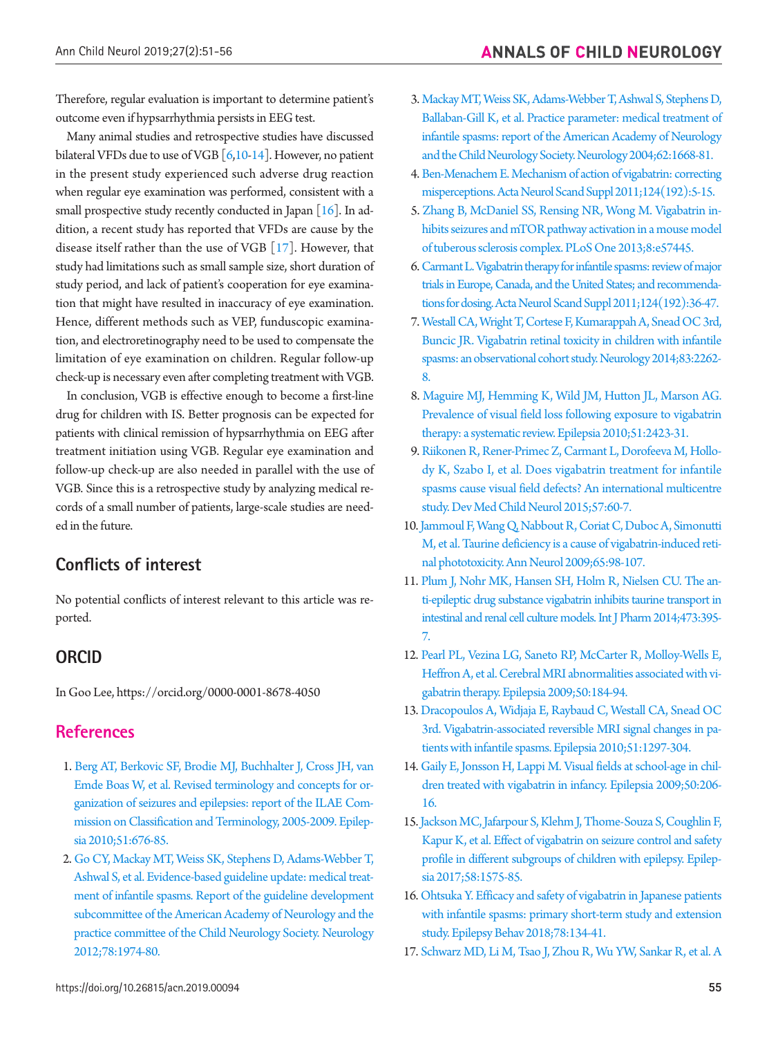Therefore, regular evaluation is important to determine patient's outcome even if hypsarrhythmia persists in EEG test.

Many animal studies and retrospective studies have discussed bilateral VFDs due to use of VGB [6,10-14]. However, no patient in the present study experienced such adverse drug reaction when regular eye examination was performed, consistent with a small prospective study recently conducted in Japan [16]. In addition, a recent study has reported that VFDs are cause by the disease itself rather than the use of VGB [17]. However, that study had limitations such as small sample size, short duration of study period, and lack of patient's cooperation for eye examination that might have resulted in inaccuracy of eye examination. Hence, different methods such as VEP, funduscopic examination, and electroretinography need to be used to compensate the limitation of eye examination on children. Regular follow-up check-up is necessary even after completing treatment with VGB.

In conclusion, VGB is effective enough to become a first-line drug for children with IS. Better prognosis can be expected for patients with clinical remission of hypsarrhythmia on EEG after treatment initiation using VGB. Regular eye examination and follow-up check-up are also needed in parallel with the use of VGB. Since this is a retrospective study by analyzing medical records of a small number of patients, large-scale studies are needed in the future.

## Conflicts of interest

No potential conflicts of interest relevant to this article was reported.

## ORCID

In Goo Lee, https://orcid.org/0000-0001-8678-4050

## References

1. Berg AT, Berkovic SF, Brodie MJ, Buchhalter J, Cross JH, van Emde Boas W, et al. Revised terminology and concepts for organization of seizures and epilepsies: report of the ILAE Commission on Classification and Terminology, 2005-2009. Epilepsia 2010;51:676-85.
2. Go CY, Mackay MT, Weiss SK, Stephens D, Adams-Webber T, Ashwal S, et al. Evidence-based guideline update: medical treatment of infantile spasms. Report of the guideline development subcommittee of the American Academy of Neurology and the practice committee of the Child Neurology Society. Neurology 2012;78:1974-80.
3. Mackay MT, Weiss SK, Adams-Webber T, Ashwal S, Stephens D, Ballaban-Gill K, et al. Practice parameter: medical treatment of infantile spasms: report of the American Academy of Neurology and the Child Neurology Society. Neurology 2004;62:1668-81.
4. Ben-Menachem E. Mechanism of action of vigabatrin: correcting misperceptions. Acta Neurol Scand Suppl 2011;124(192):5-15.
5. Zhang B, McDaniel SS, Rensing NR, Wong M. Vigabatrin inhibits seizures and mTOR pathway activation in a mouse model of tuberous sclerosis complex. PLoS One 2013;8:e57445.
6. Carmant L. Vigabatrin therapy for infantile spasms: review of major trials in Europe, Canada, and the United States; and recommendations for dosing. Acta Neurol Scand Suppl 2011;124(192):36-47.
7. Westall CA, Wright T, Cortese F, Kumarappah A, Snead OC 3rd, Buncic JR. Vigabatrin retinal toxicity in children with infantile spasms: an observational cohort study. Neurology 2014;83:2262-8.
8. Maguire MJ, Hemming K, Wild JM, Hutton JL, Marson AG. Prevalence of visual field loss following exposure to vigabatrin therapy: a systematic review. Epilepsia 2010;51:2423-31.
9. Riikonen R, Rener-Primec Z, Carmant L, Dorofeeva M, Hollody K, Szabo I, et al. Does vigabatrin treatment for infantile spasms cause visual field defects? An international multicentre study. Dev Med Child Neurol 2015;57:60-7.
10. Jammoul F, Wang Q, Nabbout R, Coriat C, Duboc A, Simonutti M, et al. Taurine deficiency is a cause of vigabatrin-induced retinal phototoxicity. Ann Neurol 2009;65:98-107.
11. Plum J, Nohr MK, Hansen SH, Holm R, Nielsen CU. The anti-epileptic drug substance vigabatrin inhibits taurine transport in intestinal and renal cell culture models. Int J Pharm 2014;473:395-7.
12. Pearl PL, Vezina LG, Saneto RP, McCarter R, Molloy-Wells E, Heffron A, et al. Cerebral MRI abnormalities associated with vigabatrin therapy. Epilepsia 2009;50:184-94.
13. Dracopoulos A, Widjaja E, Raybaud C, Westall CA, Snead OC 3rd. Vigabatrin-associated reversible MRI signal changes in patients with infantile spasms. Epilepsia 2010;51:1297-304.
14. Gaily E, Jonsson H, Lappi M. Visual fields at school-age in children treated with vigabatrin in infancy. Epilepsia 2009;50:206-16.
15. Jackson MC, Jafarpour S, Klehm J, Thome-Souza S, Coughlin F, Kapur K, et al. Effect of vigabatrin on seizure control and safety profile in different subgroups of children with epilepsy. Epilepsia 2017;58:1575-85.
16. Ohtsuka Y. Efficacy and safety of vigabatrin in Japanese patients with infantile spasms: primary short-term study and extension study. Epilepsy Behav 2018;78:134-41.
17. Schwarz MD, Li M, Tsao J, Zhou R, Wu YW, Sankar R, et al. A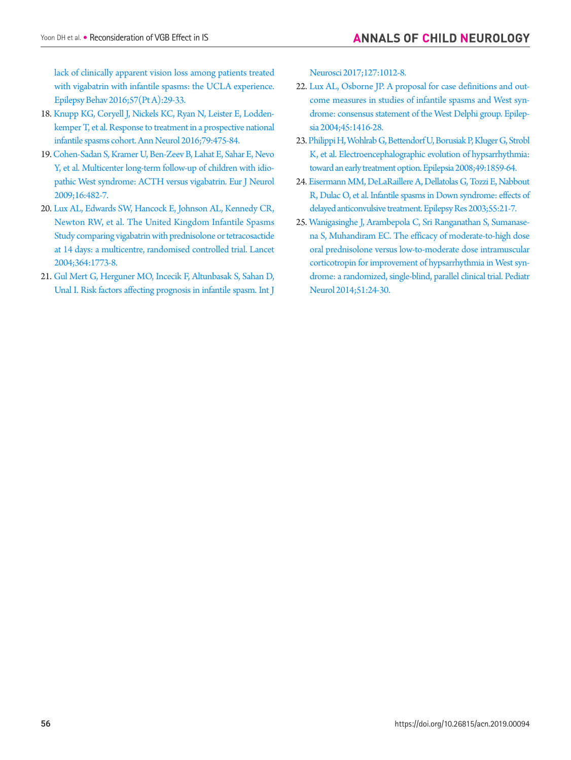lack of clinically apparent vision loss among patients treated with vigabatrin with infantile spasms: the UCLA experience. Epilepsy Behav 2016;57(Pt A):29-33.

18. Knupp KG, Coryell J, Nickels KC, Ryan N, Leister E, Loddenkemper T, et al. Response to treatment in a prospective national infantile spasms cohort. Ann Neurol 2016;79:475-84.
19. Cohen-Sadan S, Kramer U, Ben-Zeev B, Lahat E, Sahar E, Nevo Y, et al. Multicenter long-term follow-up of children with idiopathic West syndrome: ACTH versus vigabatrin. Eur J Neurol 2009;16:482-7.
20. Lux AL, Edwards SW, Hancock E, Johnson AL, Kennedy CR, Newton RW, et al. The United Kingdom Infantile Spasms Study comparing vigabatrin with prednisolone or tetracosactide at 14 days: a multicentre, randomised controlled trial. Lancet 2004;364:1773-8.
21. Gul Mert G, Herguner MO, Incecik F, Altunbasak S, Sahan D, Unal I. Risk factors affecting prognosis in infantile spasm. Int J Neurosci 2017;127:1012-8.
22. Lux AL, Osborne JP. A proposal for case definitions and outcome measures in studies of infantile spasms and West syndrome: consensus statement of the West Delphi group. Epilepsia 2004;45:1416-28.
23. Philippi H, Wohlrab G, Bettendorf U, Borusiak P, Kluger G, Strobl K, et al. Electroencephalographic evolution of hypsarrhythmia: toward an early treatment option. Epilepsia 2008;49:1859-64.
24. Eisermann MM, DeLaRaillere A, Dellatolas G, Tozzi E, Nabbout R, Dulac O, et al. Infantile spasms in Down syndrome: effects of delayed anticonvulsive treatment. Epilepsy Res 2003;55:21-7.
25. Wanigasinghe J, Arambepola C, Sri Ranganathan S, Sumanasena S, Muhandiram EC. The efficacy of moderate-to-high dose oral prednisolone versus low-to-moderate dose intramuscular corticotropin for improvement of hypsarrhythmia in West syndrome: a randomized, single-blind, parallel clinical trial. Pediatr Neurol 2014;51:24-30.